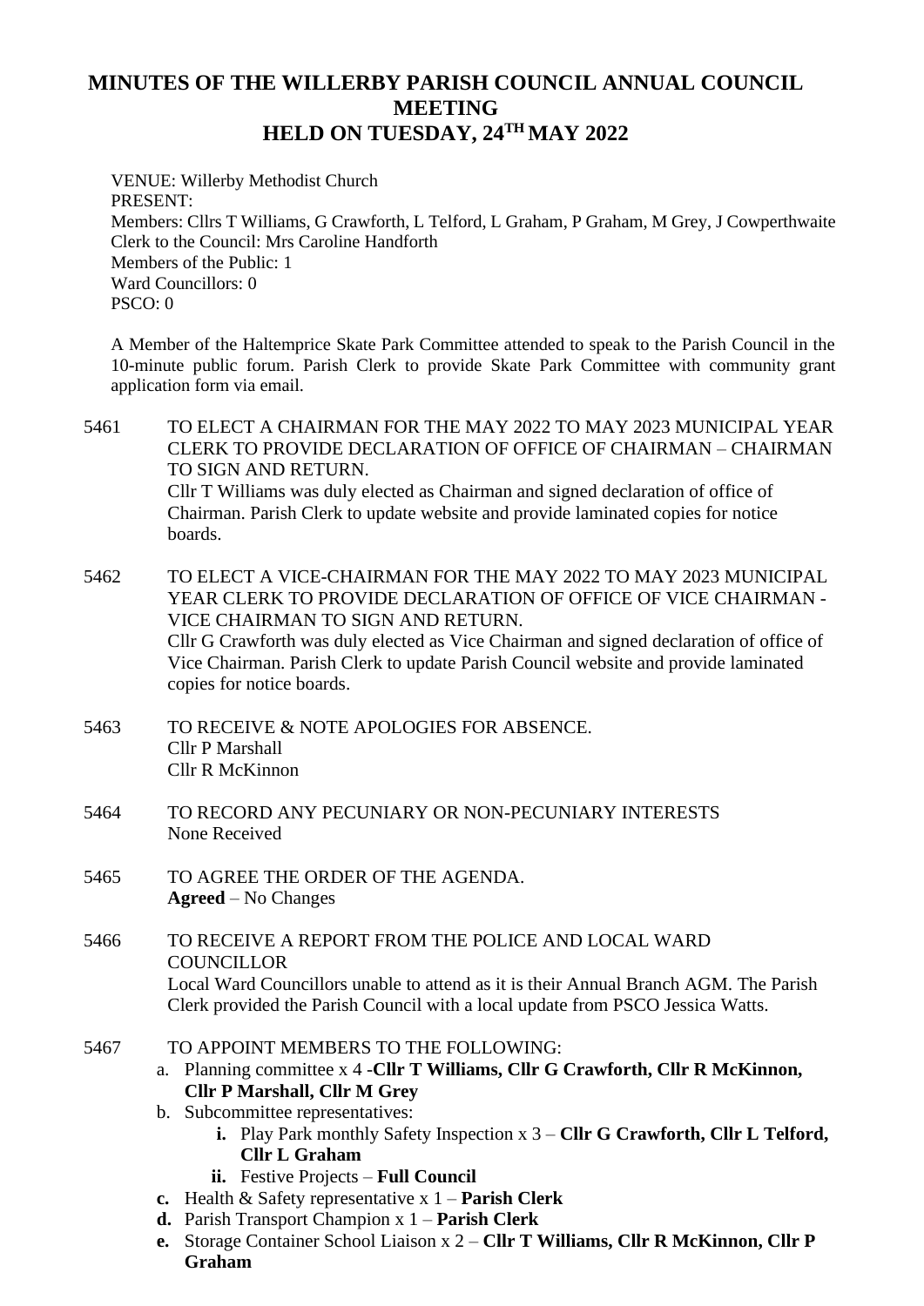# MINUTES OF THE WILLERBY PARISH COUNCIL ANNUAL COUNCIL MEETING HELD ON TUESDAY, 24TH MAY 2022

VENUE: Willerby Methodist Church
PRESENT:
Members: Cllrs T Williams, G Crawforth, L Telford, L Graham, P Graham, M Grey, J Cowperthwaite
Clerk to the Council: Mrs Caroline Handforth
Members of the Public: 1
Ward Councillors: 0
PSCO: 0

A Member of the Haltemprice Skate Park Committee attended to speak to the Parish Council in the 10-minute public forum. Parish Clerk to provide Skate Park Committee with community grant application form via email.

5461 TO ELECT A CHAIRMAN FOR THE MAY 2022 TO MAY 2023 MUNICIPAL YEAR CLERK TO PROVIDE DECLARATION OF OFFICE OF CHAIRMAN – CHAIRMAN TO SIGN AND RETURN.
Cllr T Williams was duly elected as Chairman and signed declaration of office of Chairman. Parish Clerk to update website and provide laminated copies for notice boards.

5462 TO ELECT A VICE-CHAIRMAN FOR THE MAY 2022 TO MAY 2023 MUNICIPAL YEAR CLERK TO PROVIDE DECLARATION OF OFFICE OF VICE CHAIRMAN - VICE CHAIRMAN TO SIGN AND RETURN.
Cllr G Crawforth was duly elected as Vice Chairman and signed declaration of office of Vice Chairman. Parish Clerk to update Parish Council website and provide laminated copies for notice boards.

5463 TO RECEIVE & NOTE APOLOGIES FOR ABSENCE.
Cllr P Marshall
Cllr R McKinnon

5464 TO RECORD ANY PECUNIARY OR NON-PECUNIARY INTERESTS
None Received

5465 TO AGREE THE ORDER OF THE AGENDA.
**Agreed** – No Changes

5466 TO RECEIVE A REPORT FROM THE POLICE AND LOCAL WARD COUNCILLOR
Local Ward Councillors unable to attend as it is their Annual Branch AGM. The Parish Clerk provided the Parish Council with a local update from PSCO Jessica Watts.

5467 TO APPOINT MEMBERS TO THE FOLLOWING:

a. Planning committee x 4 -**Cllr T Williams, Cllr G Crawforth, Cllr R McKinnon, Cllr P Marshall, Cllr M Grey**
b. Subcommittee representatives:
   i. Play Park monthly Safety Inspection x 3 – **Cllr G Crawforth, Cllr L Telford, Cllr L Graham**
   ii. Festive Projects – **Full Council**
c. Health & Safety representative x 1 – **Parish Clerk**
d. Parish Transport Champion x 1 – **Parish Clerk**
e. Storage Container School Liaison x 2 – **Cllr T Williams, Cllr R McKinnon, Cllr P Graham**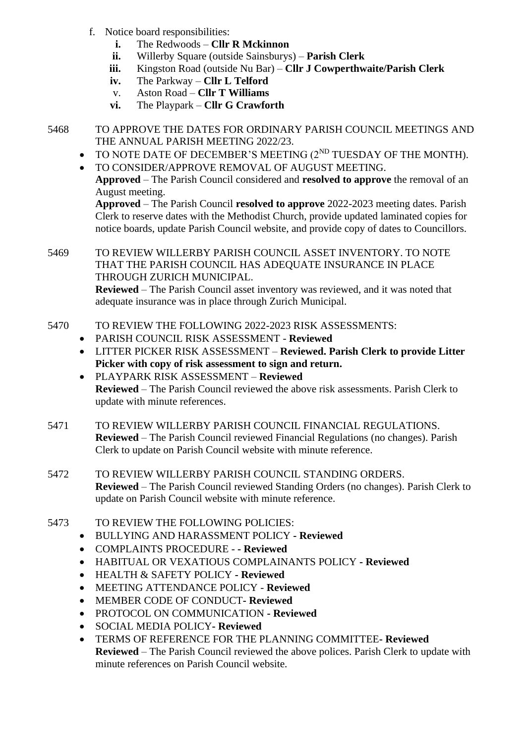f. Notice board responsibilities:
   i. The Redwoods – **Cllr R Mckinnon**
   ii. Willerby Square (outside Sainsburys) – **Parish Clerk**
   iii. Kingston Road (outside Nu Bar) – **Cllr J Cowperthwaite/Parish Clerk**
   iv. The Parkway – **Cllr L Telford**
   v. Aston Road – **Cllr T Williams**
   vi. The Playpark – **Cllr G Crawforth**

5468 TO APPROVE THE DATES FOR ORDINARY PARISH COUNCIL MEETINGS AND THE ANNUAL PARISH MEETING 2022/23.

- TO NOTE DATE OF DECEMBER'S MEETING (2ND TUESDAY OF THE MONTH).
- TO CONSIDER/APPROVE REMOVAL OF AUGUST MEETING.

**Approved** – The Parish Council considered and **resolved to approve** the removal of an August meeting.

**Approved** – The Parish Council **resolved to approve** 2022-2023 meeting dates. Parish Clerk to reserve dates with the Methodist Church, provide updated laminated copies for notice boards, update Parish Council website, and provide copy of dates to Councillors.

5469 TO REVIEW WILLERBY PARISH COUNCIL ASSET INVENTORY. TO NOTE THAT THE PARISH COUNCIL HAS ADEQUATE INSURANCE IN PLACE THROUGH ZURICH MUNICIPAL.

**Reviewed** – The Parish Council asset inventory was reviewed, and it was noted that adequate insurance was in place through Zurich Municipal.

5470 TO REVIEW THE FOLLOWING 2022-2023 RISK ASSESSMENTS:

- PARISH COUNCIL RISK ASSESSMENT - **Reviewed**
- LITTER PICKER RISK ASSESSMENT – **Reviewed. Parish Clerk to provide Litter Picker with copy of risk assessment to sign and return.**
- PLAYPARK RISK ASSESSMENT – **Reviewed**

**Reviewed** – The Parish Council reviewed the above risk assessments. Parish Clerk to update with minute references.

5471 TO REVIEW WILLERBY PARISH COUNCIL FINANCIAL REGULATIONS.

**Reviewed** – The Parish Council reviewed Financial Regulations (no changes). Parish Clerk to update on Parish Council website with minute reference.

5472 TO REVIEW WILLERBY PARISH COUNCIL STANDING ORDERS.

**Reviewed** – The Parish Council reviewed Standing Orders (no changes). Parish Clerk to update on Parish Council website with minute reference.

5473 TO REVIEW THE FOLLOWING POLICIES:

- BULLYING AND HARASSMENT POLICY **- Reviewed**
- COMPLAINTS PROCEDURE - **- Reviewed**
- HABITUAL OR VEXATIOUS COMPLAINANTS POLICY **- Reviewed**
- HEALTH & SAFETY POLICY **- Reviewed**
- MEETING ATTENDANCE POLICY - **Reviewed**
- MEMBER CODE OF CONDUCT**- Reviewed**
- PROTOCOL ON COMMUNICATION **- Reviewed**
- SOCIAL MEDIA POLICY**- Reviewed**
- TERMS OF REFERENCE FOR THE PLANNING COMMITTEE**- Reviewed**

**Reviewed** – The Parish Council reviewed the above polices. Parish Clerk to update with minute references on Parish Council website.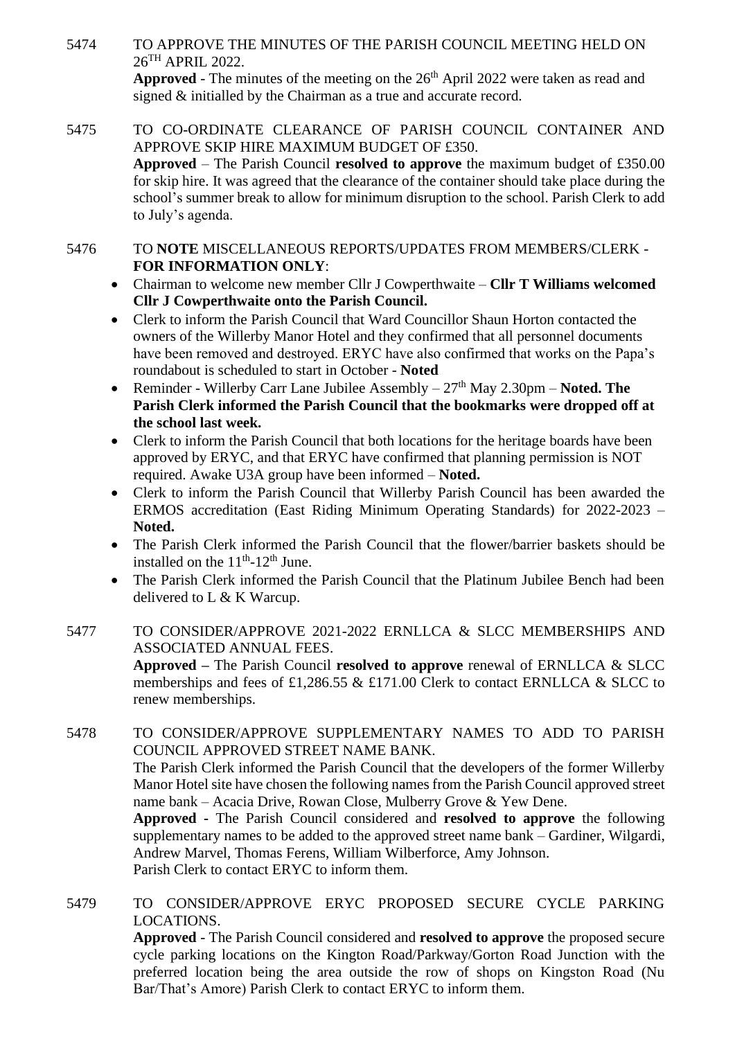5474 TO APPROVE THE MINUTES OF THE PARISH COUNCIL MEETING HELD ON 26TH APRIL 2022.

**Approved** - The minutes of the meeting on the 26th April 2022 were taken as read and signed & initialled by the Chairman as a true and accurate record.

5475 TO CO-ORDINATE CLEARANCE OF PARISH COUNCIL CONTAINER AND APPROVE SKIP HIRE MAXIMUM BUDGET OF £350.

**Approved** – The Parish Council **resolved to approve** the maximum budget of £350.00 for skip hire. It was agreed that the clearance of the container should take place during the school's summer break to allow for minimum disruption to the school. Parish Clerk to add to July's agenda.

5476 TO **NOTE** MISCELLANEOUS REPORTS/UPDATES FROM MEMBERS/CLERK - **FOR INFORMATION ONLY**:

- Chairman to welcome new member Cllr J Cowperthwaite – **Cllr T Williams welcomed Cllr J Cowperthwaite onto the Parish Council.**
- Clerk to inform the Parish Council that Ward Councillor Shaun Horton contacted the owners of the Willerby Manor Hotel and they confirmed that all personnel documents have been removed and destroyed. ERYC have also confirmed that works on the Papa's roundabout is scheduled to start in October - **Noted**
- Reminder - Willerby Carr Lane Jubilee Assembly – 27th May 2.30pm – **Noted. The Parish Clerk informed the Parish Council that the bookmarks were dropped off at the school last week.**
- Clerk to inform the Parish Council that both locations for the heritage boards have been approved by ERYC, and that ERYC have confirmed that planning permission is NOT required. Awake U3A group have been informed – **Noted.**
- Clerk to inform the Parish Council that Willerby Parish Council has been awarded the ERMOS accreditation (East Riding Minimum Operating Standards) for 2022-2023 – **Noted.**
- The Parish Clerk informed the Parish Council that the flower/barrier baskets should be installed on the 11th-12th June.
- The Parish Clerk informed the Parish Council that the Platinum Jubilee Bench had been delivered to L & K Warcup.

5477 TO CONSIDER/APPROVE 2021-2022 ERNLLCA & SLCC MEMBERSHIPS AND ASSOCIATED ANNUAL FEES.

**Approved –** The Parish Council **resolved to approve** renewal of ERNLLCA & SLCC memberships and fees of £1,286.55 & £171.00 Clerk to contact ERNLLCA & SLCC to renew memberships.

5478 TO CONSIDER/APPROVE SUPPLEMENTARY NAMES TO ADD TO PARISH COUNCIL APPROVED STREET NAME BANK.

The Parish Clerk informed the Parish Council that the developers of the former Willerby Manor Hotel site have chosen the following names from the Parish Council approved street name bank – Acacia Drive, Rowan Close, Mulberry Grove & Yew Dene.

**Approved -** The Parish Council considered and **resolved to approve** the following supplementary names to be added to the approved street name bank – Gardiner, Wilgardi, Andrew Marvel, Thomas Ferens, William Wilberforce, Amy Johnson.

Parish Clerk to contact ERYC to inform them.

5479 TO CONSIDER/APPROVE ERYC PROPOSED SECURE CYCLE PARKING LOCATIONS.

**Approved -** The Parish Council considered and **resolved to approve** the proposed secure cycle parking locations on the Kington Road/Parkway/Gorton Road Junction with the preferred location being the area outside the row of shops on Kingston Road (Nu Bar/That's Amore) Parish Clerk to contact ERYC to inform them.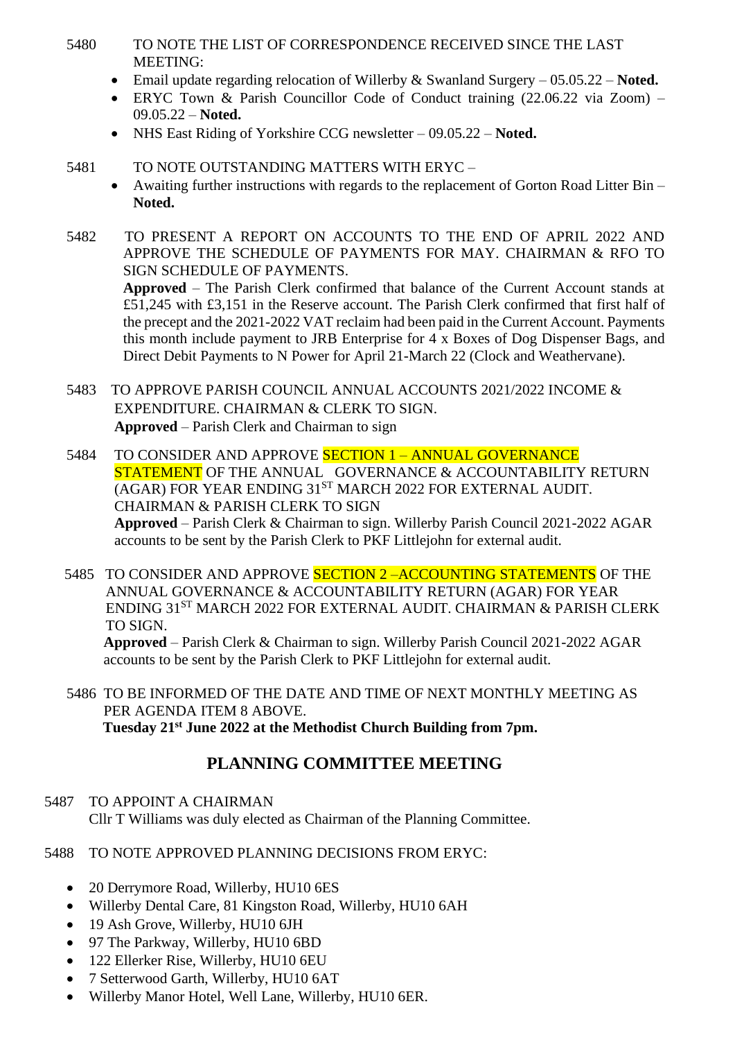5480 TO NOTE THE LIST OF CORRESPONDENCE RECEIVED SINCE THE LAST MEETING:

- Email update regarding relocation of Willerby & Swanland Surgery – 05.05.22 – **Noted.**
- ERYC Town & Parish Councillor Code of Conduct training (22.06.22 via Zoom) – 09.05.22 – **Noted.**
- NHS East Riding of Yorkshire CCG newsletter – 09.05.22 – **Noted.**

5481 TO NOTE OUTSTANDING MATTERS WITH ERYC –

- Awaiting further instructions with regards to the replacement of Gorton Road Litter Bin – **Noted.**

5482 TO PRESENT A REPORT ON ACCOUNTS TO THE END OF APRIL 2022 AND APPROVE THE SCHEDULE OF PAYMENTS FOR MAY. CHAIRMAN & RFO TO SIGN SCHEDULE OF PAYMENTS.
**Approved** – The Parish Clerk confirmed that balance of the Current Account stands at £51,245 with £3,151 in the Reserve account. The Parish Clerk confirmed that first half of the precept and the 2021-2022 VAT reclaim had been paid in the Current Account. Payments this month include payment to JRB Enterprise for 4 x Boxes of Dog Dispenser Bags, and Direct Debit Payments to N Power for April 21-March 22 (Clock and Weathervane).

5483 TO APPROVE PARISH COUNCIL ANNUAL ACCOUNTS 2021/2022 INCOME & EXPENDITURE. CHAIRMAN & CLERK TO SIGN.
**Approved** – Parish Clerk and Chairman to sign

5484 TO CONSIDER AND APPROVE SECTION 1 – ANNUAL GOVERNANCE STATEMENT OF THE ANNUAL GOVERNANCE & ACCOUNTABILITY RETURN (AGAR) FOR YEAR ENDING 31ST MARCH 2022 FOR EXTERNAL AUDIT. CHAIRMAN & PARISH CLERK TO SIGN
**Approved** – Parish Clerk & Chairman to sign. Willerby Parish Council 2021-2022 AGAR accounts to be sent by the Parish Clerk to PKF Littlejohn for external audit.

5485 TO CONSIDER AND APPROVE SECTION 2 –ACCOUNTING STATEMENTS OF THE ANNUAL GOVERNANCE & ACCOUNTABILITY RETURN (AGAR) FOR YEAR ENDING 31ST MARCH 2022 FOR EXTERNAL AUDIT. CHAIRMAN & PARISH CLERK TO SIGN.
**Approved** – Parish Clerk & Chairman to sign. Willerby Parish Council 2021-2022 AGAR accounts to be sent by the Parish Clerk to PKF Littlejohn for external audit.

5486 TO BE INFORMED OF THE DATE AND TIME OF NEXT MONTHLY MEETING AS PER AGENDA ITEM 8 ABOVE.
**Tuesday 21st June 2022 at the Methodist Church Building from 7pm.**

## PLANNING COMMITTEE MEETING

5487 TO APPOINT A CHAIRMAN
Cllr T Williams was duly elected as Chairman of the Planning Committee.

5488 TO NOTE APPROVED PLANNING DECISIONS FROM ERYC:

- 20 Derrymore Road, Willerby, HU10 6ES
- Willerby Dental Care, 81 Kingston Road, Willerby, HU10 6AH
- 19 Ash Grove, Willerby, HU10 6JH
- 97 The Parkway, Willerby, HU10 6BD
- 122 Ellerker Rise, Willerby, HU10 6EU
- 7 Setterwood Garth, Willerby, HU10 6AT
- Willerby Manor Hotel, Well Lane, Willerby, HU10 6ER.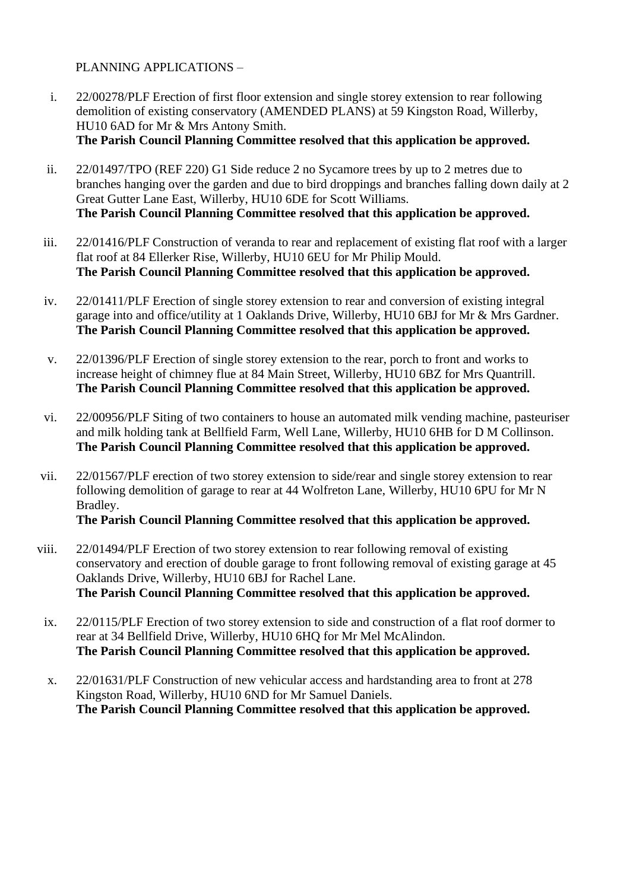PLANNING APPLICATIONS –

i. 22/00278/PLF Erection of first floor extension and single storey extension to rear following demolition of existing conservatory (AMENDED PLANS) at 59 Kingston Road, Willerby, HU10 6AD for Mr & Mrs Antony Smith.
**The Parish Council Planning Committee resolved that this application be approved.**

ii. 22/01497/TPO (REF 220) G1 Side reduce 2 no Sycamore trees by up to 2 metres due to branches hanging over the garden and due to bird droppings and branches falling down daily at 2 Great Gutter Lane East, Willerby, HU10 6DE for Scott Williams.
**The Parish Council Planning Committee resolved that this application be approved.**

iii. 22/01416/PLF Construction of veranda to rear and replacement of existing flat roof with a larger flat roof at 84 Ellerker Rise, Willerby, HU10 6EU for Mr Philip Mould.
**The Parish Council Planning Committee resolved that this application be approved.**

iv. 22/01411/PLF Erection of single storey extension to rear and conversion of existing integral garage into and office/utility at 1 Oaklands Drive, Willerby, HU10 6BJ for Mr & Mrs Gardner.
**The Parish Council Planning Committee resolved that this application be approved.**

v. 22/01396/PLF Erection of single storey extension to the rear, porch to front and works to increase height of chimney flue at 84 Main Street, Willerby, HU10 6BZ for Mrs Quantrill.
**The Parish Council Planning Committee resolved that this application be approved.**

vi. 22/00956/PLF Siting of two containers to house an automated milk vending machine, pasteuriser and milk holding tank at Bellfield Farm, Well Lane, Willerby, HU10 6HB for D M Collinson.
**The Parish Council Planning Committee resolved that this application be approved.**

vii. 22/01567/PLF erection of two storey extension to side/rear and single storey extension to rear following demolition of garage to rear at 44 Wolfreton Lane, Willerby, HU10 6PU for Mr N Bradley.
**The Parish Council Planning Committee resolved that this application be approved.**

viii. 22/01494/PLF Erection of two storey extension to rear following removal of existing conservatory and erection of double garage to front following removal of existing garage at 45 Oaklands Drive, Willerby, HU10 6BJ for Rachel Lane.
**The Parish Council Planning Committee resolved that this application be approved.**

ix. 22/0115/PLF Erection of two storey extension to side and construction of a flat roof dormer to rear at 34 Bellfield Drive, Willerby, HU10 6HQ for Mr Mel McAlindon.
**The Parish Council Planning Committee resolved that this application be approved.**

x. 22/01631/PLF Construction of new vehicular access and hardstanding area to front at 278 Kingston Road, Willerby, HU10 6ND for Mr Samuel Daniels.
**The Parish Council Planning Committee resolved that this application be approved.**